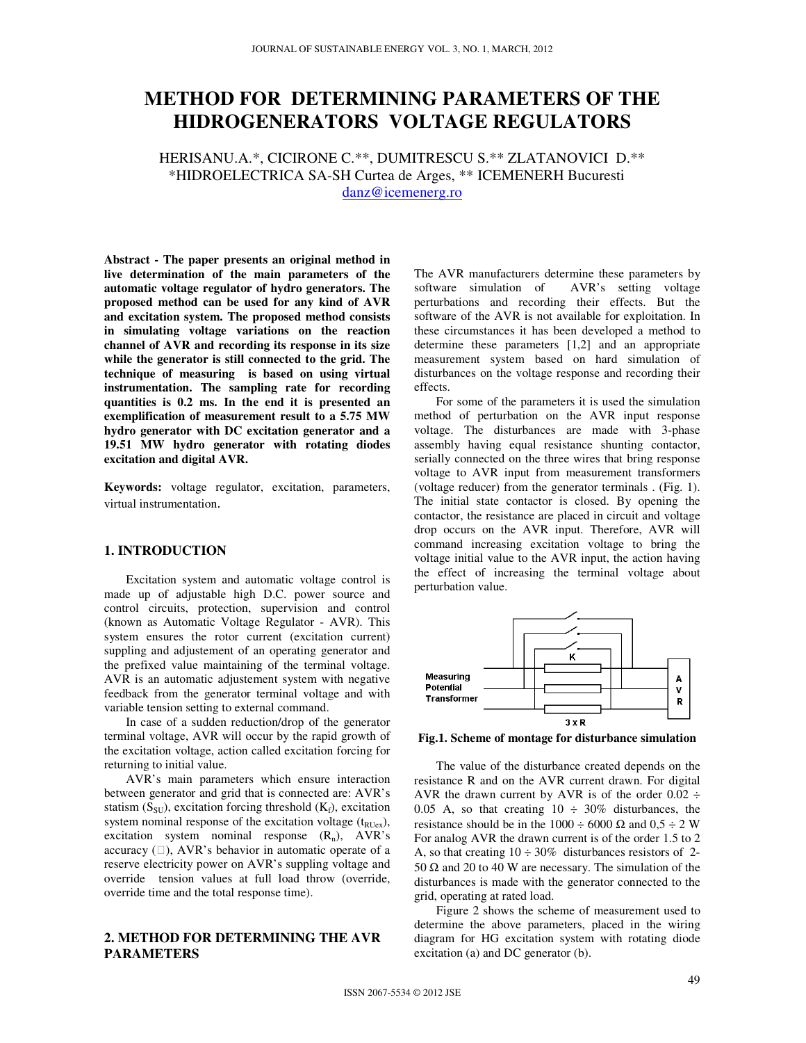# METHOD FOR DETERMINING PARAMETERS OF THE HIDROGENERATORS VOLTAGE REGULATORS

HERISANU.A.*, CICIRONE C.**, DUMITRESCU S.** ZLATANOVICI D.**
*HIDROELECTRICA SA-SH Curtea de Arges, ** ICEMENERH Bucuresti
danz@icemenerg.ro

**Abstract - The paper presents an original method in live determination of the main parameters of the automatic voltage regulator of hydro generators. The proposed method can be used for any kind of AVR and excitation system. The proposed method consists in simulating voltage variations on the reaction channel of AVR and recording its response in its size while the generator is still connected to the grid. The technique of measuring is based on using virtual instrumentation. The sampling rate for recording quantities is 0.2 ms. In the end it is presented an exemplification of measurement result to a 5.75 MW hydro generator with DC excitation generator and a 19.51 MW hydro generator with rotating diodes excitation and digital AVR.**

**Keywords:** voltage regulator, excitation, parameters, virtual instrumentation.

## 1. INTRODUCTION

Excitation system and automatic voltage control is made up of adjustable high D.C. power source and control circuits, protection, supervision and control (known as Automatic Voltage Regulator - AVR). This system ensures the rotor current (excitation current) suppling and adjustement of an operating generator and the prefixed value maintaining of the terminal voltage. AVR is an automatic adjustement system with negative feedback from the generator terminal voltage and with variable tension setting to external command.

In case of a sudden reduction/drop of the generator terminal voltage, AVR will occur by the rapid growth of the excitation voltage, action called excitation forcing for returning to initial value.

AVR's main parameters which ensure interaction between generator and grid that is connected are: AVR's statism ($S_{SU}$), excitation forcing threshold ($K_f$), excitation system nominal response of the excitation voltage ($t_{RUex}$), excitation system nominal response ($R_n$), AVR's accuracy (□), AVR's behavior in automatic operate of a reserve electricity power on AVR's suppling voltage and override tension values at full load throw (override, override time and the total response time).

## 2. METHOD FOR DETERMINING THE AVR PARAMETERS

The AVR manufacturers determine these parameters by software simulation of AVR's setting voltage perturbations and recording their effects. But the software of the AVR is not available for exploitation. In these circumstances it has been developed a method to determine these parameters [1,2] and an appropriate measurement system based on hard simulation of disturbances on the voltage response and recording their effects.

For some of the parameters it is used the simulation method of perturbation on the AVR input response voltage. The disturbances are made with 3-phase assembly having equal resistance shunting contactor, serially connected on the three wires that bring response voltage to AVR input from measurement transformers (voltage reducer) from the generator terminals . (Fig. 1). The initial state contactor is closed. By opening the contactor, the resistance are placed in circuit and voltage drop occurs on the AVR input. Therefore, AVR will command increasing excitation voltage to bring the voltage initial value to the AVR input, the action having the effect of increasing the terminal voltage about perturbation value.

Fig.1. Scheme of montage for disturbance simulation

The value of the disturbance created depends on the resistance R and on the AVR current drawn. For digital AVR the drawn current by AVR is of the order 0.02 ÷ 0.05 A, so that creating 10 ÷ 30% disturbances, the resistance should be in the 1000 ÷ 6000 Ω and 0,5 ÷ 2 W For analog AVR the drawn current is of the order 1.5 to 2 A, so that creating 10 ÷ 30% disturbances resistors of 2-50 Ω and 20 to 40 W are necessary. The simulation of the disturbances is made with the generator connected to the grid, operating at rated load.

Figure 2 shows the scheme of measurement used to determine the above parameters, placed in the wiring diagram for HG excitation system with rotating diode excitation (a) and DC generator (b).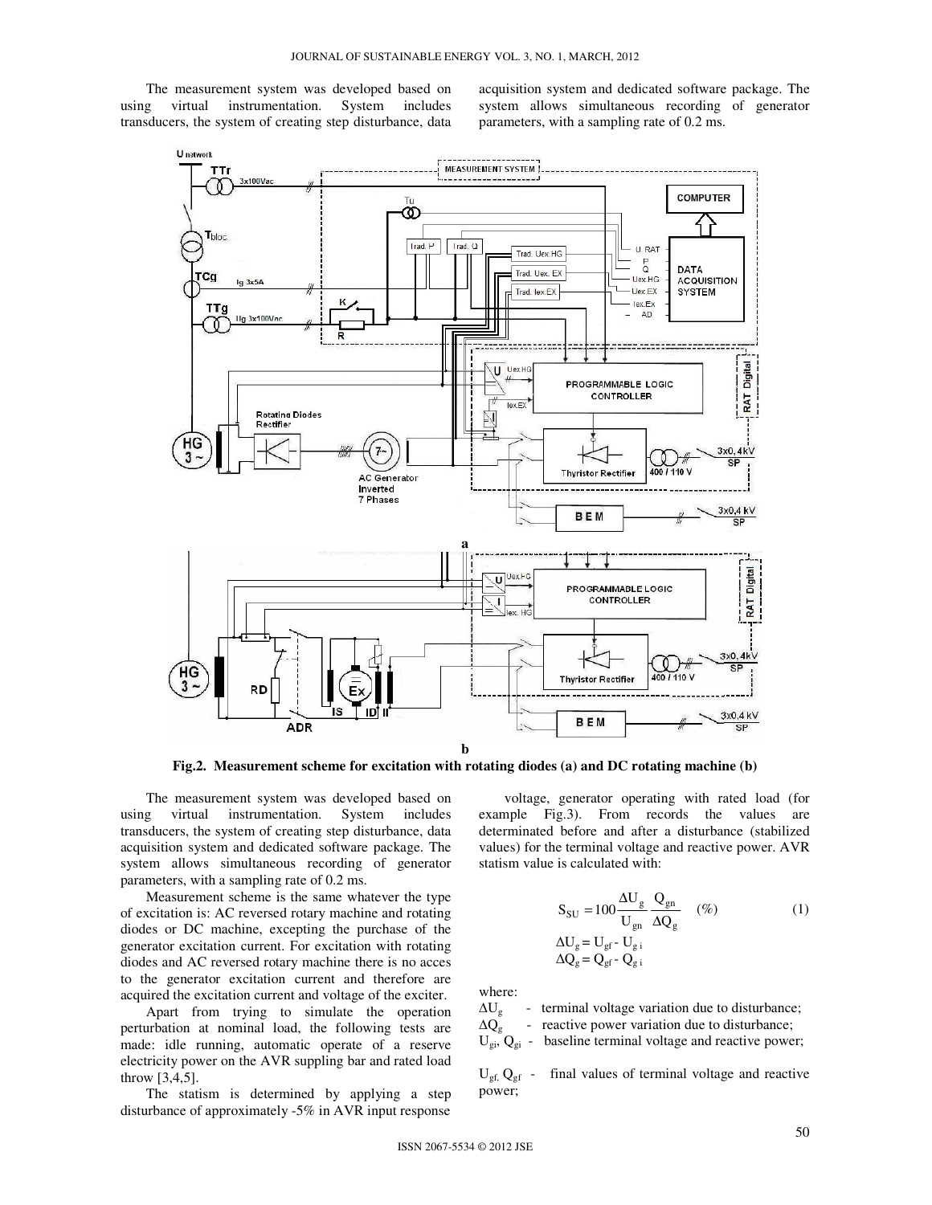The measurement system was developed based on using virtual instrumentation. System includes transducers, the system of creating step disturbance, data acquisition system and dedicated software package. The system allows simultaneous recording of generator parameters, with a sampling rate of 0.2 ms.

**Fig.2. Measurement scheme for excitation with rotating diodes (a) and DC rotating machine (b)**

The measurement system was developed based on using virtual instrumentation. System includes transducers, the system of creating step disturbance, data acquisition system and dedicated software package. The system allows simultaneous recording of generator parameters, with a sampling rate of 0.2 ms.

Measurement scheme is the same whatever the type of excitation is: AC reversed rotary machine and rotating diodes or DC machine, excepting the purchase of the generator excitation current. For excitation with rotating diodes and AC reversed rotary machine there is no acces to the generator excitation current and therefore are acquired the excitation current and voltage of the exciter.

Apart from trying to simulate the operation perturbation at nominal load, the following tests are made: idle running, automatic operate of a reserve electricity power on the AVR suppling bar and rated load throw [3,4,5].

The statism is determined by applying a step disturbance of approximately -5% in AVR input response voltage, generator operating with rated load (for example Fig.3). From records the values are determinated before and after a disturbance (stabilized values) for the terminal voltage and reactive power. AVR statism value is calculated with:

$$S_{SU} = 100 \frac{\Delta U_g}{U_{gn}} \frac{Q_{gn}}{\Delta Q_g} \quad (\%) \tag{1}$$

$$\Delta U_g = U_{gf} - U_{g\,i}$$

$$\Delta Q_g = Q_{gf} - Q_{g\,i}$$

where:

$\Delta U_g$ - terminal voltage variation due to disturbance;

$\Delta Q_g$ - reactive power variation due to disturbance;

$U_{gi}$, $Q_{gi}$ - baseline terminal voltage and reactive power;

$U_{gf}$, $Q_{gf}$ - final values of terminal voltage and reactive power;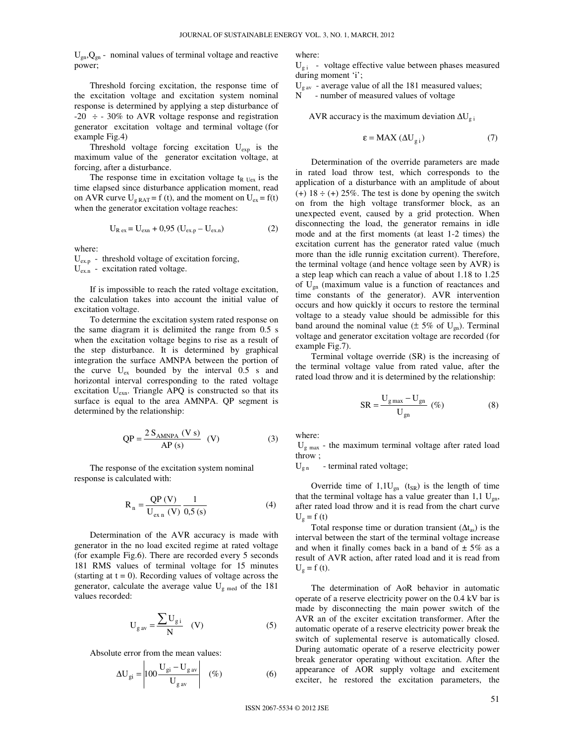$U_{gn}$,$Q_{gn}$ - nominal values of terminal voltage and reactive power;

Threshold forcing excitation, the response time of the excitation voltage and excitation system nominal response is determined by applying a step disturbance of -20 ÷ - 30% to AVR voltage response and registration generator excitation voltage and terminal voltage (for example Fig.4)

Threshold voltage forcing excitation $U_{exp}$ is the maximum value of the generator excitation voltage, at forcing, after a disturbance.

The response time in excitation voltage $t_{R\ Uex}$ is the time elapsed since disturbance application moment, read on AVR curve $U_{g\ RAT} = f\ (t)$, and the moment on $U_{ex} = f(t)$ when the generator excitation voltage reaches:

$$U_{R\ ex} = U_{exn} + 0{,}95\ (U_{ex.p} - U_{ex.n}) \qquad (2)$$

where:
$U_{ex.p}$ - threshold voltage of excitation forcing,
$U_{ex.n}$ - excitation rated voltage.

If is impossible to reach the rated voltage excitation, the calculation takes into account the initial value of excitation voltage.

To determine the excitation system rated response on the same diagram it is delimited the range from 0.5 s when the excitation voltage begins to rise as a result of the step disturbance. It is determined by graphical integration the surface AMNPA between the portion of the curve $U_{ex}$ bounded by the interval 0.5 s and horizontal interval corresponding to the rated voltage excitation $U_{exn}$. Triangle APQ is constructed so that its surface is equal to the area AMNPA. QP segment is determined by the relationship:

$$QP = \frac{2\ S_{AMNPA}\ (V\ s)}{AP\ (s)} \quad (V) \qquad (3)$$

The response of the excitation system nominal response is calculated with:

$$R_n = \frac{QP\ (V)}{U_{ex\ n}\ (V)} \frac{1}{0{,}5\ (s)} \qquad (4)$$

Determination of the AVR accuracy is made with generator in the no load excited regime at rated voltage (for example Fig.6). There are recorded every 5 seconds 181 RMS values of terminal voltage for 15 minutes (starting at t = 0). Recording values of voltage across the generator, calculate the average value $U_{g\ med}$ of the 181 values recorded:

$$U_{g\ av} = \frac{\sum U_{g\ i}}{N} \quad (V) \qquad (5)$$

Absolute error from the mean values:

$$\Delta U_{gi} = \left| 100 \frac{U_{gi} - U_{g\ av}}{U_{g\ av}} \right| \quad (\%) \qquad (6)$$

where:
$U_{g\ i}$ - voltage effective value between phases measured during moment 'i';
$U_{g\ av}$ - average value of all the 181 measured values;
N - number of measured values of voltage

AVR accuracy is the maximum deviation $\Delta U_{g\ i}$

$$\varepsilon = MAX\ (\Delta U_{g\ i}) \qquad (7)$$

Determination of the override parameters are made in rated load throw test, which corresponds to the application of a disturbance with an amplitude of about (+) 18 ÷ (+) 25%. The test is done by opening the switch on from the high voltage transformer block, as an unexpected event, caused by a grid protection. When disconnecting the load, the generator remains in idle mode and at the first moments (at least 1-2 times) the excitation current has the generator rated value (much more than the idle runnig excitation current). Therefore, the terminal voltage (and hence voltage seen by AVR) is a step leap which can reach a value of about 1.18 to 1.25 of $U_{gn}$ (maximum value is a function of reactances and time constants of the generator). AVR intervention occurs and how quickly it occurs to restore the terminal voltage to a steady value should be admissible for this band around the nominal value (± 5% of $U_{gn}$). Terminal voltage and generator excitation voltage are recorded (for example Fig.7).

Terminal voltage override (SR) is the increasing of the terminal voltage value from rated value, after the rated load throw and it is determined by the relationship:

$$SR = \frac{U_{g\ max} - U_{gn}}{U_{gn}} \ (\%) \qquad (8)$$

where:
$U_{g\ max}$ - the maximum terminal voltage after rated load throw ;
$U_{g\ n}$ - terminal rated voltage;

Override time of $1{,}1U_{gn}$ ($t_{SR}$) is the length of time that the terminal voltage has a value greater than 1,1 $U_{gn}$, after rated load throw and it is read from the chart curve $U_g = f\ (t)$

Total response time or duration transient ($\Delta t_{as}$) is the interval between the start of the terminal voltage increase and when it finally comes back in a band of ± 5% as a result of AVR action, after rated load and it is read from $U_g = f\ (t)$.

The determination of AoR behavior in automatic operate of a reserve electricity power on the 0.4 kV bar is made by disconnecting the main power switch of the AVR an of the exciter excitation transformer. After the automatic operate of a reserve electricity power break the switch of suplemental reserve is automatically closed. During automatic operate of a reserve electricity power break generator operating without excitation. After the appearance of AOR supply voltage and excitement exciter, he restored the excitation parameters, the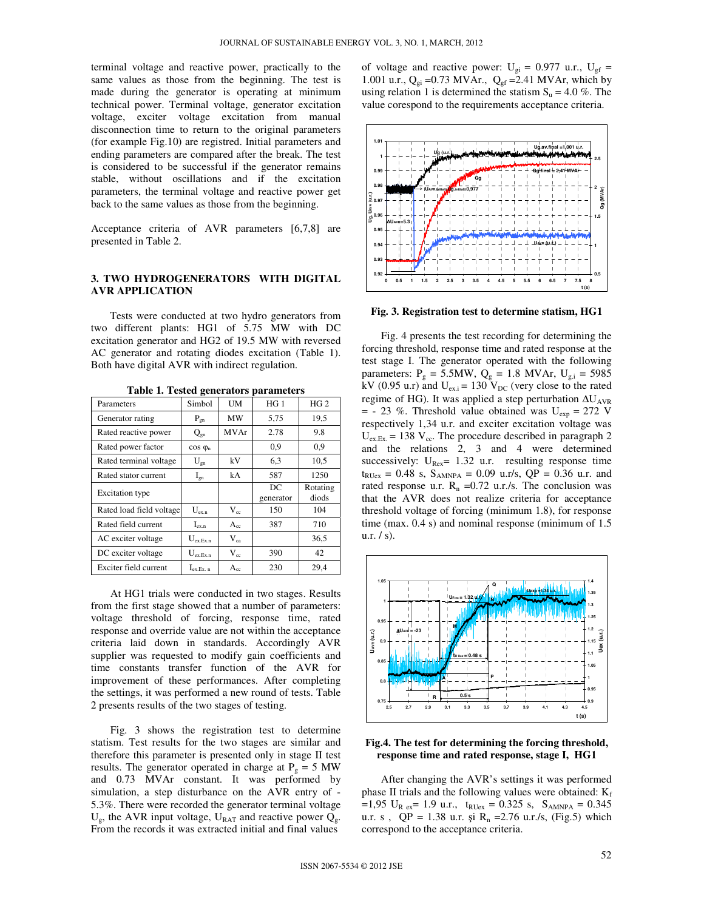terminal voltage and reactive power, practically to the same values as those from the beginning. The test is made during the generator is operating at minimum technical power. Terminal voltage, generator excitation voltage, exciter voltage excitation from manual disconnection time to return to the original parameters (for example Fig.10) are registred. Initial parameters and ending parameters are compared after the break. The test is considered to be successful if the generator remains stable, without oscillations and if the excitation parameters, the terminal voltage and reactive power get back to the same values as those from the beginning.

Acceptance criteria of AVR parameters [6,7,8] are presented in Table 2.

## 3. TWO HYDROGENERATORS WITH DIGITAL AVR APPLICATION

Tests were conducted at two hydro generators from two different plants: HG1 of 5.75 MW with DC excitation generator and HG2 of 19.5 MW with reversed AC generator and rotating diodes excitation (Table 1). Both have digital AVR with indirect regulation.

**Table 1. Tested generators parameters**

| Parameters | Simbol | UM | HG 1 | HG 2 |
|---|---|---|---|---|
| Generator rating | $P_{gn}$ | MW | 5,75 | 19,5 |
| Rated reactive power | $Q_{gn}$ | MVAr | 2.78 | 9.8 |
| Rated power factor | cos $\varphi_n$ | | 0,9 | 0,9 |
| Rated terminal voltage | $U_{gn}$ | kV | 6,3 | 10,5 |
| Rated stator current | $I_{gn}$ | kA | 587 | 1250 |
| Excitation type | | | DC generator | Rotating diods |
| Rated load field voltage | $U_{ex.n}$ | $V_{cc}$ | 150 | 104 |
| Rated field current | $I_{ex.n}$ | $A_{cc}$ | 387 | 710 |
| AC exciter voltage | $U_{ex.Ex.n}$ | $V_{ca}$ | | 36,5 |
| DC exciter voltage | $U_{ex.Ex.n}$ | $V_{cc}$ | 390 | 42 |
| Exciter field current | $I_{ex.Ex.\ n}$ | $A_{cc}$ | 230 | 29,4 |

At HG1 trials were conducted in two stages. Results from the first stage showed that a number of parameters: voltage threshold of forcing, response time, rated response and override value are not within the acceptance criteria laid down in standards. Accordingly AVR supplier was requested to modify gain coefficients and time constants transfer function of the AVR for improvement of these performances. After completing the settings, it was performed a new round of tests. Table 2 presents results of the two stages of testing.

Fig. 3 shows the registration test to determine statism. Test results for the two stages are similar and therefore this parameter is presented only in stage II test results. The generator operated in charge at $P_g$ = 5 MW and 0.73 MVAr constant. It was performed by simulation, a step disturbance on the AVR entry of -5.3%. There were recorded the generator terminal voltage $U_g$, the AVR input voltage, $U_{RAT}$ and reactive power $Q_g$. From the records it was extracted initial and final values of voltage and reactive power: $U_{gi}$ = 0.977 u.r., $U_{gf}$ = 1.001 u.r., $Q_{gi}$ =0.73 MVAr., $Q_{gf}$ =2.41 MVAr, which by using relation 1 is determined the statism $S_u$ = 4.0 %. The value corespond to the requirements acceptance criteria.

**Fig. 3. Registration test to determine statism, HG1**

Fig. 4 presents the test recording for determining the forcing threshold, response time and rated response at the test stage I. The generator operated with the following parameters: $P_g$ = 5.5MW, $Q_g$ = 1.8 MVAr, $U_{g.i}$ = 5985 kV (0.95 u.r) and $U_{ex.i}$ = 130 $V_{DC}$ (very close to the rated regime of HG). It was applied a step perturbation $\Delta U_{AVR}$ = - 23 %. Threshold value obtained was $U_{exp}$ = 272 V respectively 1,34 u.r. and exciter excitation voltage was $U_{ex.Ex.}$ = 138 $V_{cc}$. The procedure described in paragraph 2 and the relations 2, 3 and 4 were determined successively: $U_{Rex}$= 1.32 u.r. resulting response time $t_{RUex}$ = 0.48 s, $S_{AMNPA}$ = 0.09 u.r/s, QP = 0.36 u.r. and rated response u.r. $R_n$ =0.72 u.r./s. The conclusion was that the AVR does not realize criteria for acceptance threshold voltage of forcing (minimum 1.8), for response time (max. 0.4 s) and nominal response (minimum of 1.5 u.r. / s).

**Fig.4. The test for determining the forcing threshold, response time and rated response, stage I, HG1**

After changing the AVR's settings it was performed phase II trials and the following values were obtained: $K_f$ =1,95 $U_{R\ ex}$= 1.9 u.r., $t_{RUex}$ = 0.325 s, $S_{AMNPA}$ = 0.345 u.r. s , QP = 1.38 u.r. şi $R_n$ =2.76 u.r./s, (Fig.5) which correspond to the acceptance criteria.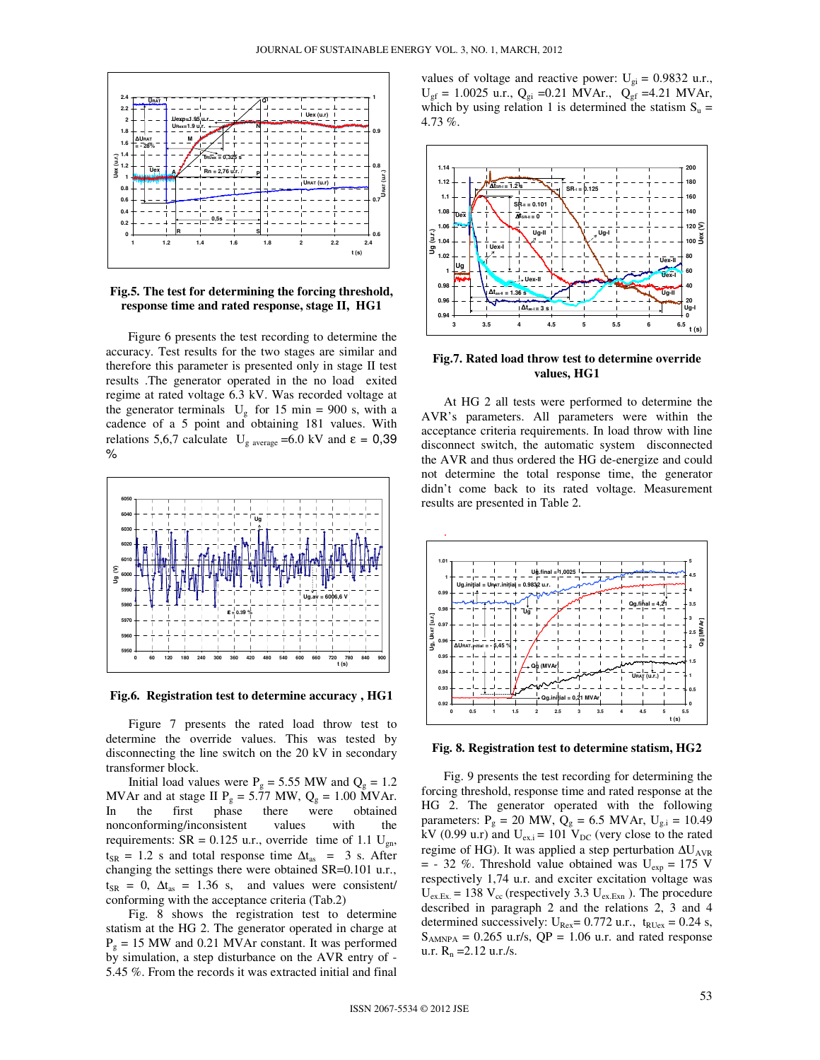Fig.5. The test for determining the forcing threshold, response time and rated response, stage II, HG1

Figure 6 presents the test recording to determine the accuracy. Test results for the two stages are similar and therefore this parameter is presented only in stage II test results .The generator operated in the no load exited regime at rated voltage 6.3 kV. Was recorded voltage at the generator terminals $U_g$ for 15 min = 900 s, with a cadence of a 5 point and obtaining 181 values. With relations 5,6,7 calculate $U_{g\ average}$ =6.0 kV and ε = 0,39 %

Fig.6. Registration test to determine accuracy , HG1

Figure 7 presents the rated load throw test to determine the override values. This was tested by disconnecting the line switch on the 20 kV in secondary transformer block.

Initial load values were $P_g$ = 5.55 MW and $Q_g$ = 1.2 MVAr and at stage II $P_g$ = 5.77 MW, $Q_g$ = 1.00 MVAr. In the first phase there were obtained nonconforming/inconsistent values with the requirements: SR = 0.125 u.r., override time of 1.1 $U_{gn}$, $t_{SR}$ = 1.2 s and total response time $\Delta t_{as}$ = 3 s. After changing the settings there were obtained SR=0.101 u.r., $t_{SR}$ = 0, $\Delta t_{as}$ = 1.36 s, and values were consistent/ conforming with the acceptance criteria (Tab.2)

Fig. 8 shows the registration test to determine statism at the HG 2. The generator operated in charge at $P_g$ = 15 MW and 0.21 MVAr constant. It was performed by simulation, a step disturbance on the AVR entry of -5.45 %. From the records it was extracted initial and final values of voltage and reactive power: $U_{gi}$ = 0.9832 u.r., $U_{gf}$ = 1.0025 u.r., $Q_{gi}$ =0.21 MVAr., $Q_{gf}$ =4.21 MVAr, which by using relation 1 is determined the statism $S_u$ = 4.73 %.

Fig.7. Rated load throw test to determine override values, HG1

At HG 2 all tests were performed to determine the AVR's parameters. All parameters were within the acceptance criteria requirements. In load throw with line disconnect switch, the automatic system disconnected the AVR and thus ordered the HG de-energize and could not determine the total response time, the generator didn't come back to its rated voltage. Measurement results are presented in Table 2.

Fig. 8. Registration test to determine statism, HG2

Fig. 9 presents the test recording for determining the forcing threshold, response time and rated response at the HG 2. The generator operated with the following parameters: $P_g$ = 20 MW, $Q_g$ = 6.5 MVAr, $U_{g.i}$ = 10.49 kV (0.99 u.r) and $U_{ex.i}$ = 101 $V_{DC}$ (very close to the rated regime of HG). It was applied a step perturbation $\Delta U_{AVR}$ = - 32 %. Threshold value obtained was $U_{exp}$ = 175 V respectively 1,74 u.r. and exciter excitation voltage was $U_{ex.Ex.}$ = 138 $V_{cc}$ (respectively 3.3 $U_{ex.Exn}$ ). The procedure described in paragraph 2 and the relations 2, 3 and 4 determined successively: $U_{Rex}$= 0.772 u.r., $t_{RUex}$ = 0.24 s, $S_{AMNPA}$ = 0.265 u.r/s, QP = 1.06 u.r. and rated response u.r. $R_n$ =2.12 u.r./s.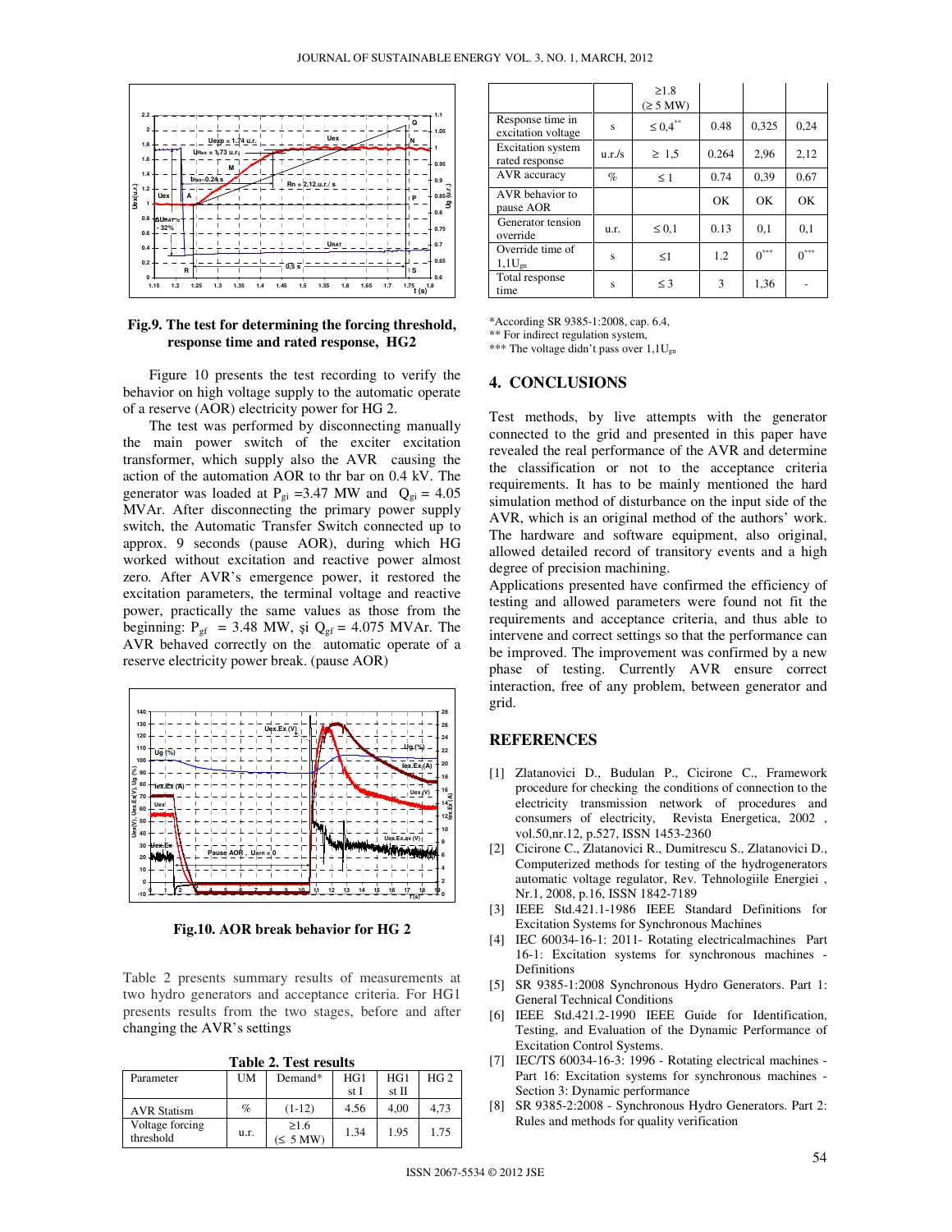2.2
2
1.8
1.6
1.4
1.2
1
0.8
0.6
0.4
0.2
0
Uex(u.r.)
Uexp = 1,74 u.r.
URex = 1,73 u.r.
tRex=0.24 s
Uex
A
M
ΔURAT = 32%
R
Rn = 2,12 u.r./ s
Uex
Q
N
P
URAT
0,5 s
S
1.1
1.05
1
0.95
0.9
0.85
0.8
0.75
0.7
0.65
0.6
Ug (u.r.)
1.15 1.2 1.25 1.3 1.35 1.4 1.45 1.5 1.55 1.6 1.65 1.7 1.75 1.8
t (s)

**Fig.9. The test for determining the forcing threshold, response time and rated response, HG2**

Figure 10 presents the test recording to verify the behavior on high voltage supply to the automatic operate of a reserve (AOR) electricity power for HG 2.

The test was performed by disconnecting manually the main power switch of the exciter excitation transformer, which supply also the AVR causing the action of the automation AOR to thr bar on 0.4 kV. The generator was loaded at $P_{gi}$ =3.47 MW and $Q_{gi}$ = 4.05 MVAr. After disconnecting the primary power supply switch, the Automatic Transfer Switch connected up to approx. 9 seconds (pause AOR), during which HG worked without excitation and reactive power almost zero. After AVR's emergence power, it restored the excitation parameters, the terminal voltage and reactive power, practically the same values as those from the beginning: $P_{gf}$ = 3.48 MW, şi $Q_{gf}$ = 4.075 MVAr. The AVR behaved correctly on the automatic operate of a reserve electricity power break. (pause AOR)

140
130
120
110
100
90
80
70
60
50
40
30
20
10
0
-10
Uex(V), Uex.Ex(V), Ug (%)
Ug (%)
Iex.Ex (A)
Uex
Uex.Ex
Uex.Ex (V)
Pause AOR , UAVR = 0
Ug (%)
Iex.Ex(A)
Uex (V)
Uex.Ex.av (V)
28
26
24
22
20
18
16
14
12
10
8
6
4
2
0
Iex.Ex (A)
0 1 2 3 4 5 6 7 8 9 10 11 12 13 14 15 16 17 18 19
T(s)

**Fig.10. AOR break behavior for HG 2**

Table 2 presents summary results of measurements at two hydro generators and acceptance criteria. For HG1 presents results from the two stages, before and after changing the AVR's settings

**Table 2. Test results**

| Parameter | UM | Demand* | HG1 st I | HG1 st II | HG 2 |
|---|---|---|---|---|---|
| AVR Statism | % | (1-12) | 4.56 | 4,00 | 4,73 |
| Voltage forcing threshold | u.r. | ≥1.6 (≤ 5 MW) | 1.34 | 1.95 | 1.75 |
| | | ≥1.8 (≥ 5 MW) | | | |
| Response time in excitation voltage | s | ≤ 0,4** | 0.48 | 0,325 | 0,24 |
| Excitation system rated response | u.r./s | ≥ 1,5 | 0.264 | 2,96 | 2,12 |
| AVR accuracy | % | ≤ 1 | 0.74 | 0,39 | 0.67 |
| AVR behavior to pause AOR | | | OK | OK | OK |
| Generator tension override | u.r. | ≤ 0,1 | 0.13 | 0,1 | 0,1 |
| Override time of $1,1U_{gn}$ | s | ≤1 | 1.2 | 0*** | 0*** |
| Total response time | s | ≤ 3 | 3 | 1,36 | - |

*According SR 9385-1:2008, cap. 6.4,
** For indirect regulation system,
*** The voltage didn't pass over $1,1U_{gn}$

## 4. CONCLUSIONS

Test methods, by live attempts with the generator connected to the grid and presented in this paper have revealed the real performance of the AVR and determine the classification or not to the acceptance criteria requirements. It has to be mainly mentioned the hard simulation method of disturbance on the input side of the AVR, which is an original method of the authors' work. The hardware and software equipment, also original, allowed detailed record of transitory events and a high degree of precision machining.

Applications presented have confirmed the efficiency of testing and allowed parameters were found not fit the requirements and acceptance criteria, and thus able to intervene and correct settings so that the performance can be improved. The improvement was confirmed by a new phase of testing. Currently AVR ensure correct interaction, free of any problem, between generator and grid.

## REFERENCES

[1] Zlatanovici D., Budulan P., Cicirone C., Framework procedure for checking the conditions of connection to the electricity transmission network of procedures and consumers of electricity, Revista Energetica, 2002 , vol.50,nr.12, p.527, ISSN 1453-2360

[2] Cicirone C., Zlatanovici R., Dumitrescu S., Zlatanovici D., Computerized methods for testing of the hydrogenerators automatic voltage regulator, Rev. Tehnologiile Energiei , Nr.1, 2008, p.16, ISSN 1842-7189

[3] IEEE Std.421.1-1986 IEEE Standard Definitions for Excitation Systems for Synchronous Machines

[4] IEC 60034-16-1: 2011- Rotating electricalmachines Part 16-1: Excitation systems for synchronous machines - Definitions

[5] SR 9385-1:2008 Synchronous Hydro Generators. Part 1: General Technical Conditions

[6] IEEE Std.421.2-1990 IEEE Guide for Identification, Testing, and Evaluation of the Dynamic Performance of Excitation Control Systems.

[7] IEC/TS 60034-16-3: 1996 - Rotating electrical machines - Part 16: Excitation systems for synchronous machines - Section 3: Dynamic performance

[8] SR 9385-2:2008 - Synchronous Hydro Generators. Part 2: Rules and methods for quality verification